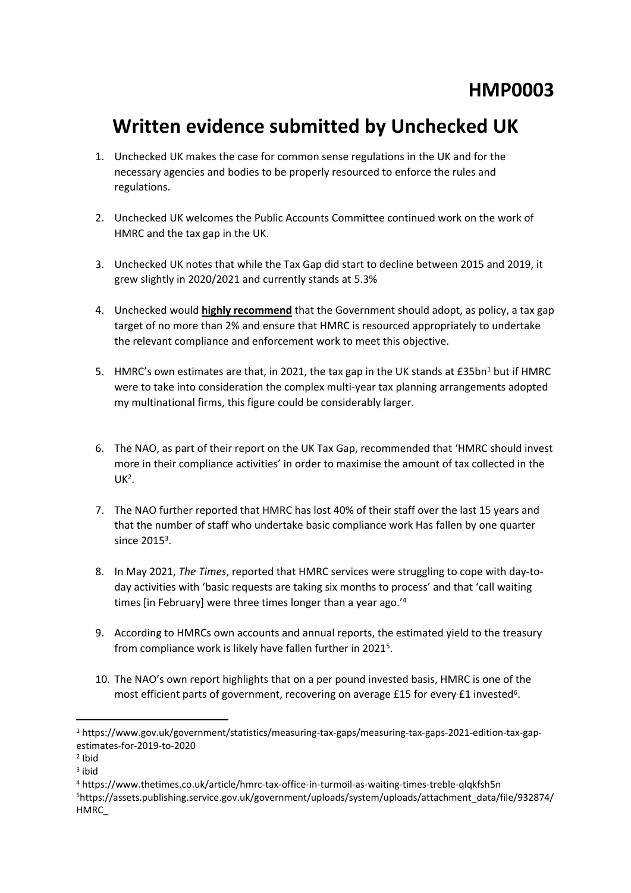# HMP0003

## Written evidence submitted by Unchecked UK

1. Unchecked UK makes the case for common sense regulations in the UK and for the necessary agencies and bodies to be properly resourced to enforce the rules and regulations.

2. Unchecked UK welcomes the Public Accounts Committee continued work on the work of HMRC and the tax gap in the UK.

3. Unchecked UK notes that while the Tax Gap did start to decline between 2015 and 2019, it grew slightly in 2020/2021 and currently stands at 5.3%

4. Unchecked would **highly recommend** that the Government should adopt, as policy, a tax gap target of no more than 2% and ensure that HMRC is resourced appropriately to undertake the relevant compliance and enforcement work to meet this objective.

5. HMRC's own estimates are that, in 2021, the tax gap in the UK stands at £35bn[1] but if HMRC were to take into consideration the complex multi-year tax planning arrangements adopted my multinational firms, this figure could be considerably larger.

6. The NAO, as part of their report on the UK Tax Gap, recommended that 'HMRC should invest more in their compliance activities' in order to maximise the amount of tax collected in the UK[2].

7. The NAO further reported that HMRC has lost 40% of their staff over the last 15 years and that the number of staff who undertake basic compliance work Has fallen by one quarter since 2015[3].

8. In May 2021, *The Times*, reported that HMRC services were struggling to cope with day-to-day activities with 'basic requests are taking six months to process' and that 'call waiting times [in February] were three times longer than a year ago.'[4]

9. According to HMRCs own accounts and annual reports, the estimated yield to the treasury from compliance work is likely have fallen further in 2021[5].

10. The NAO's own report highlights that on a per pound invested basis, HMRC is one of the most efficient parts of government, recovering on average £15 for every £1 invested[6].

---

[1] https://www.gov.uk/government/statistics/measuring-tax-gaps/measuring-tax-gaps-2021-edition-tax-gap-estimates-for-2019-to-2020

[2] Ibid

[3] ibid

[4] https://www.thetimes.co.uk/article/hmrc-tax-office-in-turmoil-as-waiting-times-treble-qlqkfsh5n

[5] https://assets.publishing.service.gov.uk/government/uploads/system/uploads/attachment_data/file/932874/HMRC_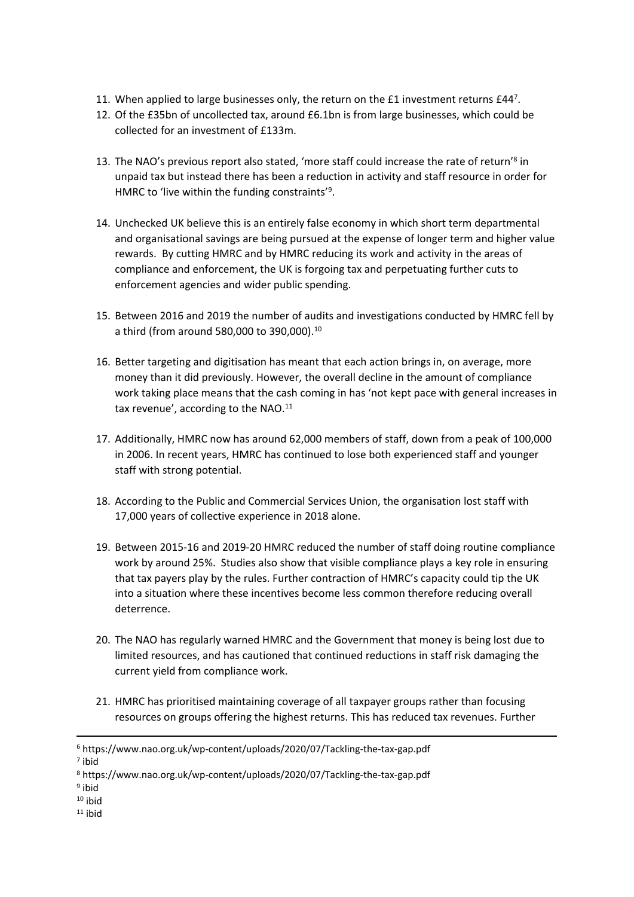11. When applied to large businesses only, the return on the £1 investment returns £44[7].
12. Of the £35bn of uncollected tax, around £6.1bn is from large businesses, which could be collected for an investment of £133m.

13. The NAO's previous report also stated, 'more staff could increase the rate of return'[8] in unpaid tax but instead there has been a reduction in activity and staff resource in order for HMRC to 'live within the funding constraints'[9].

14. Unchecked UK believe this is an entirely false economy in which short term departmental and organisational savings are being pursued at the expense of longer term and higher value rewards. By cutting HMRC and by HMRC reducing its work and activity in the areas of compliance and enforcement, the UK is forgoing tax and perpetuating further cuts to enforcement agencies and wider public spending.

15. Between 2016 and 2019 the number of audits and investigations conducted by HMRC fell by a third (from around 580,000 to 390,000).[10]

16. Better targeting and digitisation has meant that each action brings in, on average, more money than it did previously. However, the overall decline in the amount of compliance work taking place means that the cash coming in has 'not kept pace with general increases in tax revenue', according to the NAO.[11]

17. Additionally, HMRC now has around 62,000 members of staff, down from a peak of 100,000 in 2006. In recent years, HMRC has continued to lose both experienced staff and younger staff with strong potential.

18. According to the Public and Commercial Services Union, the organisation lost staff with 17,000 years of collective experience in 2018 alone.

19. Between 2015-16 and 2019-20 HMRC reduced the number of staff doing routine compliance work by around 25%. Studies also show that visible compliance plays a key role in ensuring that tax payers play by the rules. Further contraction of HMRC's capacity could tip the UK into a situation where these incentives become less common therefore reducing overall deterrence.

20. The NAO has regularly warned HMRC and the Government that money is being lost due to limited resources, and has cautioned that continued reductions in staff risk damaging the current yield from compliance work.

21. HMRC has prioritised maintaining coverage of all taxpayer groups rather than focusing resources on groups offering the highest returns. This has reduced tax revenues. Further

---

[6] https://www.nao.org.uk/wp-content/uploads/2020/07/Tackling-the-tax-gap.pdf
[7] ibid
[8] https://www.nao.org.uk/wp-content/uploads/2020/07/Tackling-the-tax-gap.pdf
[9] ibid
[10] ibid
[11] ibid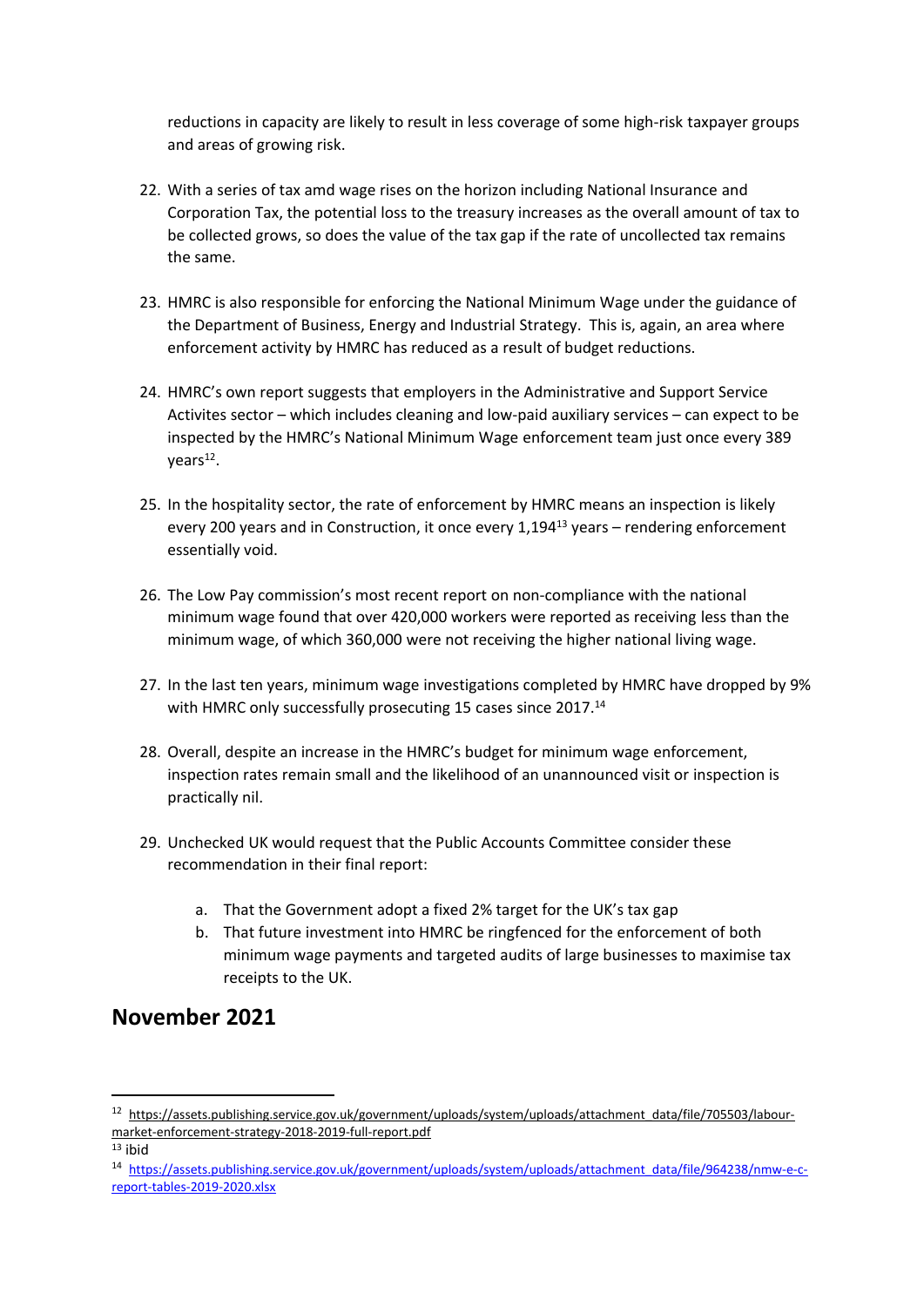reductions in capacity are likely to result in less coverage of some high-risk taxpayer groups and areas of growing risk.

22. With a series of tax amd wage rises on the horizon including National Insurance and Corporation Tax, the potential loss to the treasury increases as the overall amount of tax to be collected grows, so does the value of the tax gap if the rate of uncollected tax remains the same.

23. HMRC is also responsible for enforcing the National Minimum Wage under the guidance of the Department of Business, Energy and Industrial Strategy. This is, again, an area where enforcement activity by HMRC has reduced as a result of budget reductions.

24. HMRC's own report suggests that employers in the Administrative and Support Service Activites sector – which includes cleaning and low-paid auxiliary services – can expect to be inspected by the HMRC's National Minimum Wage enforcement team just once every 389 years[12].

25. In the hospitality sector, the rate of enforcement by HMRC means an inspection is likely every 200 years and in Construction, it once every 1,194[13] years – rendering enforcement essentially void.

26. The Low Pay commission's most recent report on non-compliance with the national minimum wage found that over 420,000 workers were reported as receiving less than the minimum wage, of which 360,000 were not receiving the higher national living wage.

27. In the last ten years, minimum wage investigations completed by HMRC have dropped by 9% with HMRC only successfully prosecuting 15 cases since 2017.[14]

28. Overall, despite an increase in the HMRC's budget for minimum wage enforcement, inspection rates remain small and the likelihood of an unannounced visit or inspection is practically nil.

29. Unchecked UK would request that the Public Accounts Committee consider these recommendation in their final report:

    a. That the Government adopt a fixed 2% target for the UK's tax gap
    b. That future investment into HMRC be ringfenced for the enforcement of both minimum wage payments and targeted audits of large businesses to maximise tax receipts to the UK.

## November 2021

---

[12] https://assets.publishing.service.gov.uk/government/uploads/system/uploads/attachment_data/file/705503/labour-market-enforcement-strategy-2018-2019-full-report.pdf

[13] ibid

[14] https://assets.publishing.service.gov.uk/government/uploads/system/uploads/attachment_data/file/964238/nmw-e-c-report-tables-2019-2020.xlsx